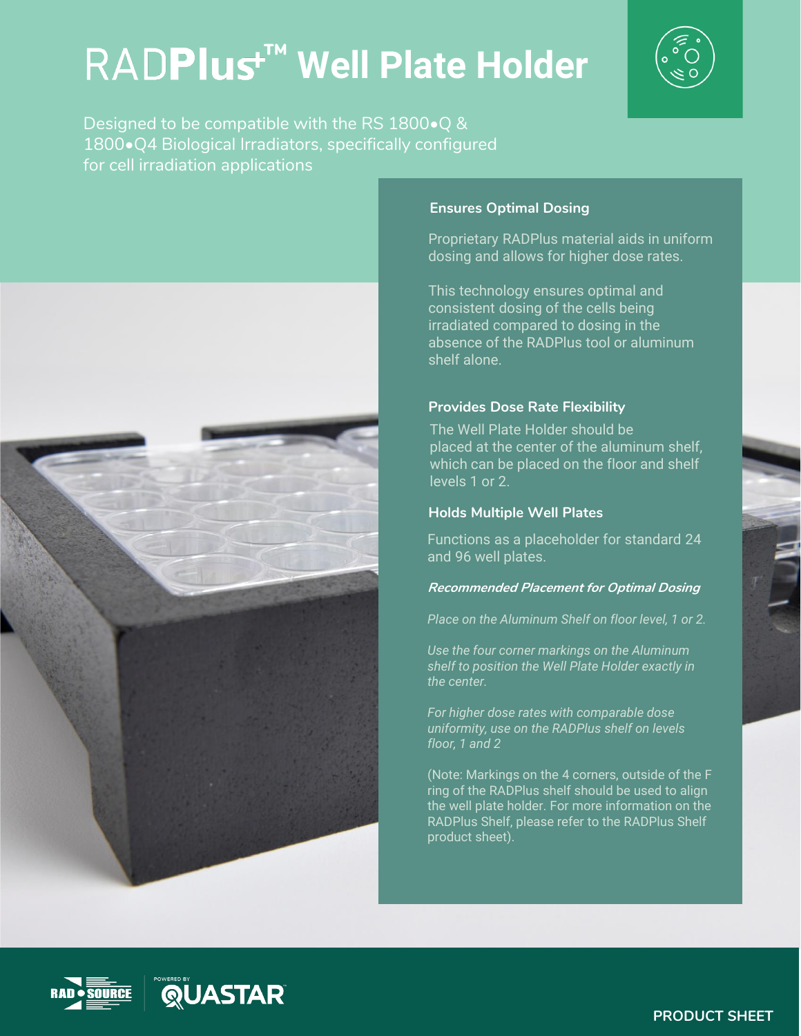# RADPlus™ Well Plate Holder

Designed to be compatible with the RS 1800•Q & 1800•Q4 Biological Irradiators, specifically configured for cell irradiation applications

### Ensures Optimal Dosing

Proprietary RADPlus material aids in uniform dosing and allows for higher dose rates.

This technology ensures optimal and consistent dosing of the cells being irradiated compared to dosing in the absence of the RADPlus tool or aluminum shelf alone.

### Provides Dose Rate Flexibility

The Well Plate Holder should be placed at the center of the aluminum shelf, which can be placed on the floor and shelf levels 1 or 2.

### Holds Multiple Well Plates

Functions as a placeholder for standard 24 and 96 well plates.

***Recommended Placement for Optimal Dosing***

*Place on the Aluminum Shelf on floor level, 1 or 2.*

*Use the four corner markings on the Aluminum shelf to position the Well Plate Holder exactly in the center.*

*For higher dose rates with comparable dose uniformity, use on the RADPlus shelf on levels floor, 1 and 2*

(Note: Markings on the 4 corners, outside of the F ring of the RADPlus shelf should be used to align the well plate holder. For more information on the RADPlus Shelf, please refer to the RADPlus Shelf product sheet).

RAD SOURCE | POWERED BY QUASTAR

PRODUCT SHEET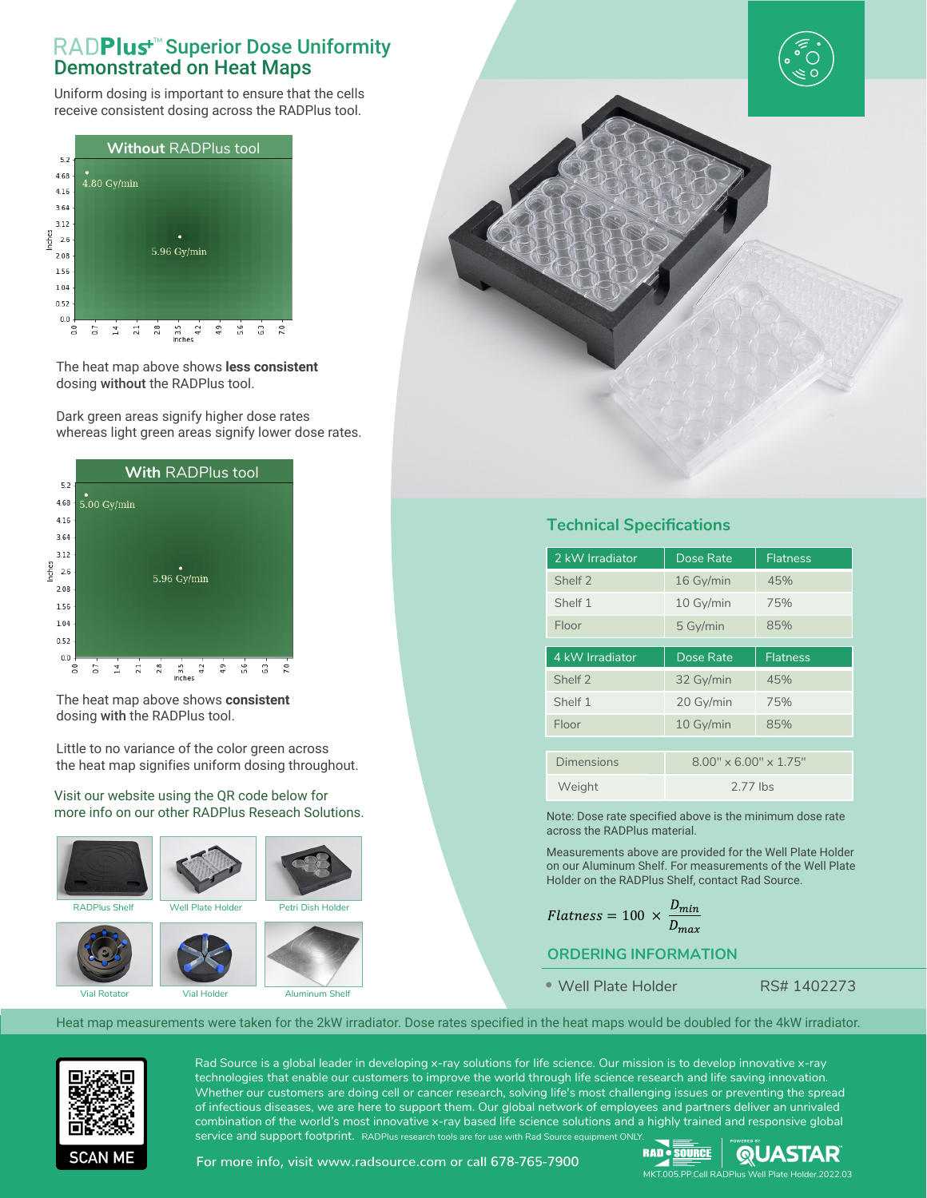# RADPlus™ Superior Dose Uniformity Demonstrated on Heat Maps

Uniform dosing is important to ensure that the cells receive consistent dosing across the RADPlus tool.

**Without** RADPlus tool

4.80 Gy/min

5.96 Gy/min

Inches: 5.2, 4.68, 4.16, 3.64, 3.12, 2.6, 2.08, 1.56, 1.04, 0.52, 0.0

Inches: 0.0, 0.7, 1.4, 2.1, 2.8, 3.5, 4.2, 4.9, 5.6, 6.3, 7.0

The heat map above shows **less consistent** dosing **without** the RADPlus tool.

Dark green areas signify higher dose rates whereas light green areas signify lower dose rates.

**With** RADPlus tool

5.00 Gy/min

5.96 Gy/min

Inches: 5.2, 4.68, 4.16, 3.64, 3.12, 2.6, 2.08, 1.56, 1.04, 0.52, 0.0

Inches: 0.0, 0.7, 1.4, 2.1, 2.8, 3.5, 4.2, 4.9, 5.6, 6.3, 7.0

The heat map above shows **consistent** dosing **with** the RADPlus tool.

Little to no variance of the color green across the heat map signifies uniform dosing throughout.

Visit our website using the QR code below for more info on our other RADPlus Reseach Solutions.

RADPlus Shelf | Well Plate Holder | Petri Dish Holder

Vial Rotator | Vial Holder | Aluminum Shelf

## Technical Specifications

| 2 kW Irradiator | Dose Rate | Flatness |
|---|---|---|
| Shelf 2 | 16 Gy/min | 45% |
| Shelf 1 | 10 Gy/min | 75% |
| Floor | 5 Gy/min | 85% |

| 4 kW Irradiator | Dose Rate | Flatness |
|---|---|---|
| Shelf 2 | 32 Gy/min | 45% |
| Shelf 1 | 20 Gy/min | 75% |
| Floor | 10 Gy/min | 85% |

| | |
|---|---|
| Dimensions | 8.00" x 6.00" x 1.75" |
| Weight | 2.77 lbs |

Note: Dose rate specified above is the minimum dose rate across the RADPlus material.

Measurements above are provided for the Well Plate Holder on our Aluminum Shelf. For measurements of the Well Plate Holder on the RADPlus Shelf, contact Rad Source.

$$Flatness = 100 \times \frac{D_{min}}{D_{max}}$$

## ORDERING INFORMATION

- Well Plate Holder RS# 1402273

Heat map measurements were taken for the 2kW irradiator. Dose rates specified in the heat maps would be doubled for the 4kW irradiator.

SCAN ME

Rad Source is a global leader in developing x-ray solutions for life science. Our mission is to develop innovative x-ray technologies that enable our customers to improve the world through life science research and life saving innovation. Whether our customers are doing cell or cancer research, solving life's most challenging issues or preventing the spread of infectious diseases, we are here to support them. Our global network of employees and partners deliver an unrivaled combination of the world's most innovative x-ray based life science solutions and a highly trained and responsive global service and support footprint. RADPlus research tools are for use with Rad Source equipment ONLY.

For more info, visit www.radsource.com or call 678-765-7900

MKT.005.PP.Cell RADPlus Well Plate Holder.2022.03